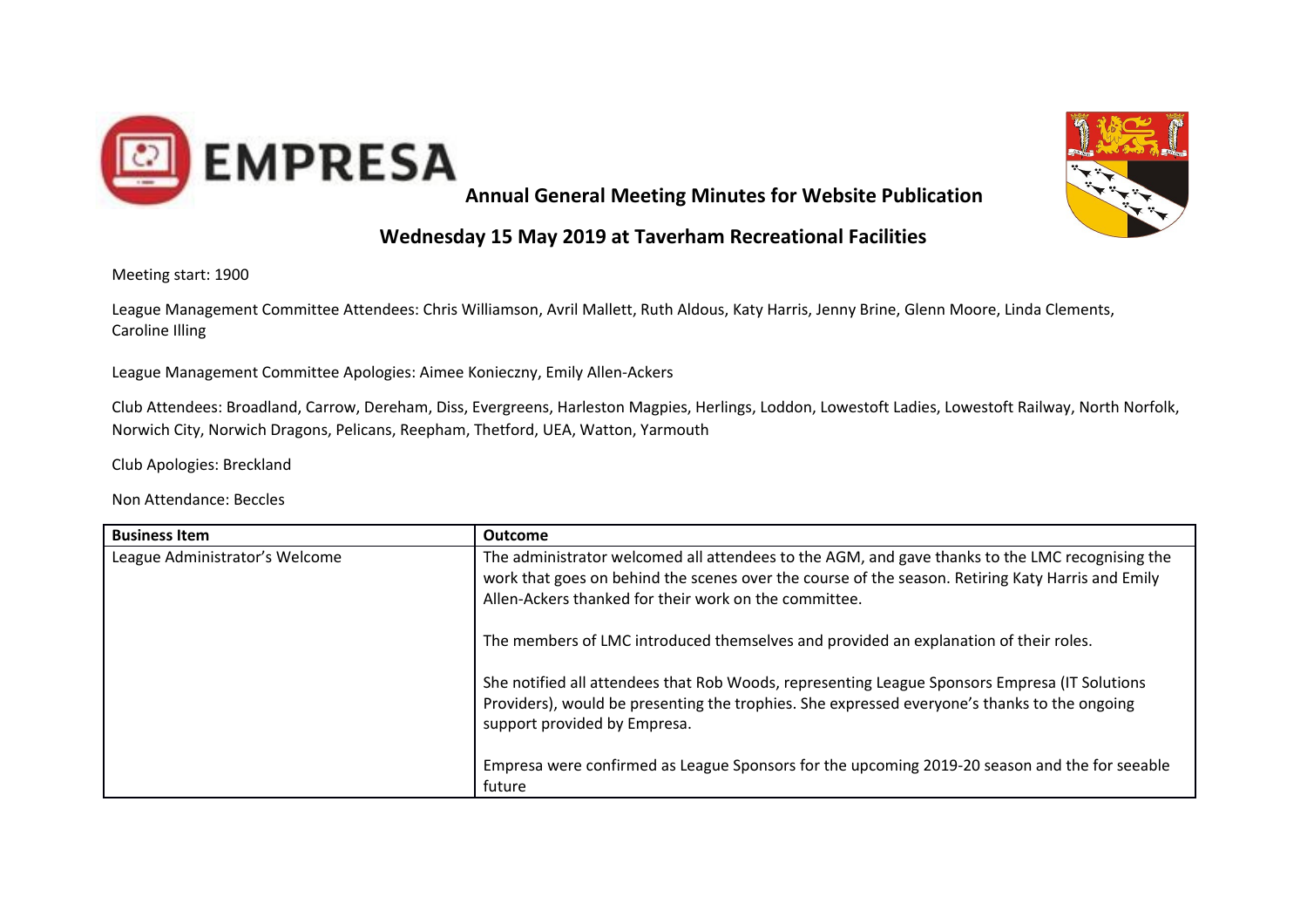EMPRESA

# Annual General Meeting Minutes for Website Publication

## Wednesday 15 May 2019 at Taverham Recreational Facilities

Meeting start: 1900

League Management Committee Attendees: Chris Williamson, Avril Mallett, Ruth Aldous, Katy Harris, Jenny Brine, Glenn Moore, Linda Clements, Caroline Illing

League Management Committee Apologies: Aimee Konieczny, Emily Allen-Ackers

Club Attendees: Broadland, Carrow, Dereham, Diss, Evergreens, Harleston Magpies, Herlings, Loddon, Lowestoft Ladies, Lowestoft Railway, North Norfolk, Norwich City, Norwich Dragons, Pelicans, Reepham, Thetford, UEA, Watton, Yarmouth

Club Apologies: Breckland

Non Attendance: Beccles

| Business Item | Outcome |
|---|---|
| League Administrator's Welcome | The administrator welcomed all attendees to the AGM, and gave thanks to the LMC recognising the work that goes on behind the scenes over the course of the season. Retiring Katy Harris and Emily Allen-Ackers thanked for their work on the committee.<br><br>The members of LMC introduced themselves and provided an explanation of their roles.<br><br>She notified all attendees that Rob Woods, representing League Sponsors Empresa (IT Solutions Providers), would be presenting the trophies. She expressed everyone's thanks to the ongoing support provided by Empresa.<br><br>Empresa were confirmed as League Sponsors for the upcoming 2019-20 season and the for seeable future |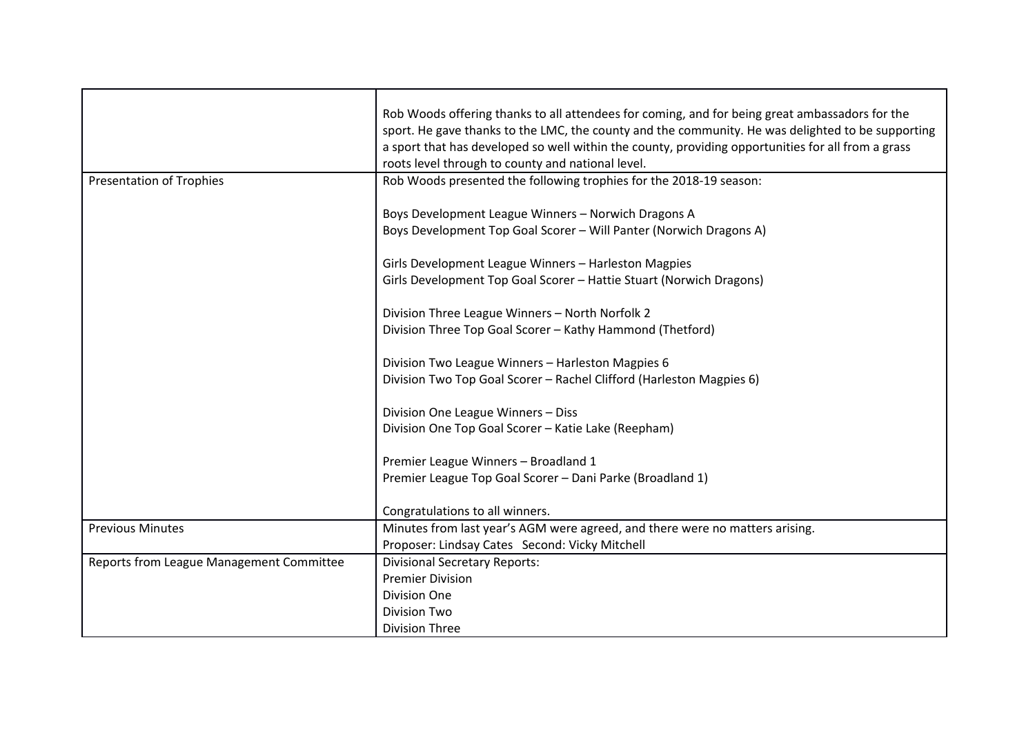| | |
|---|---|
| | Rob Woods offering thanks to all attendees for coming, and for being great ambassadors for the sport. He gave thanks to the LMC, the county and the community. He was delighted to be supporting a sport that has developed so well within the county, providing opportunities for all from a grass roots level through to county and national level. |
| Presentation of Trophies | Rob Woods presented the following trophies for the 2018-19 season:<br><br>Boys Development League Winners – Norwich Dragons A<br>Boys Development Top Goal Scorer – Will Panter (Norwich Dragons A)<br><br>Girls Development League Winners – Harleston Magpies<br>Girls Development Top Goal Scorer – Hattie Stuart (Norwich Dragons)<br><br>Division Three League Winners – North Norfolk 2<br>Division Three Top Goal Scorer – Kathy Hammond (Thetford)<br><br>Division Two League Winners – Harleston Magpies 6<br>Division Two Top Goal Scorer – Rachel Clifford (Harleston Magpies 6)<br><br>Division One League Winners – Diss<br>Division One Top Goal Scorer – Katie Lake (Reepham)<br><br>Premier League Winners – Broadland 1<br>Premier League Top Goal Scorer – Dani Parke (Broadland 1)<br><br>Congratulations to all winners. |
| Previous Minutes | Minutes from last year's AGM were agreed, and there were no matters arising.<br>Proposer: Lindsay Cates Second: Vicky Mitchell |
| Reports from League Management Committee | Divisional Secretary Reports:<br>Premier Division<br>Division One<br>Division Two<br>Division Three |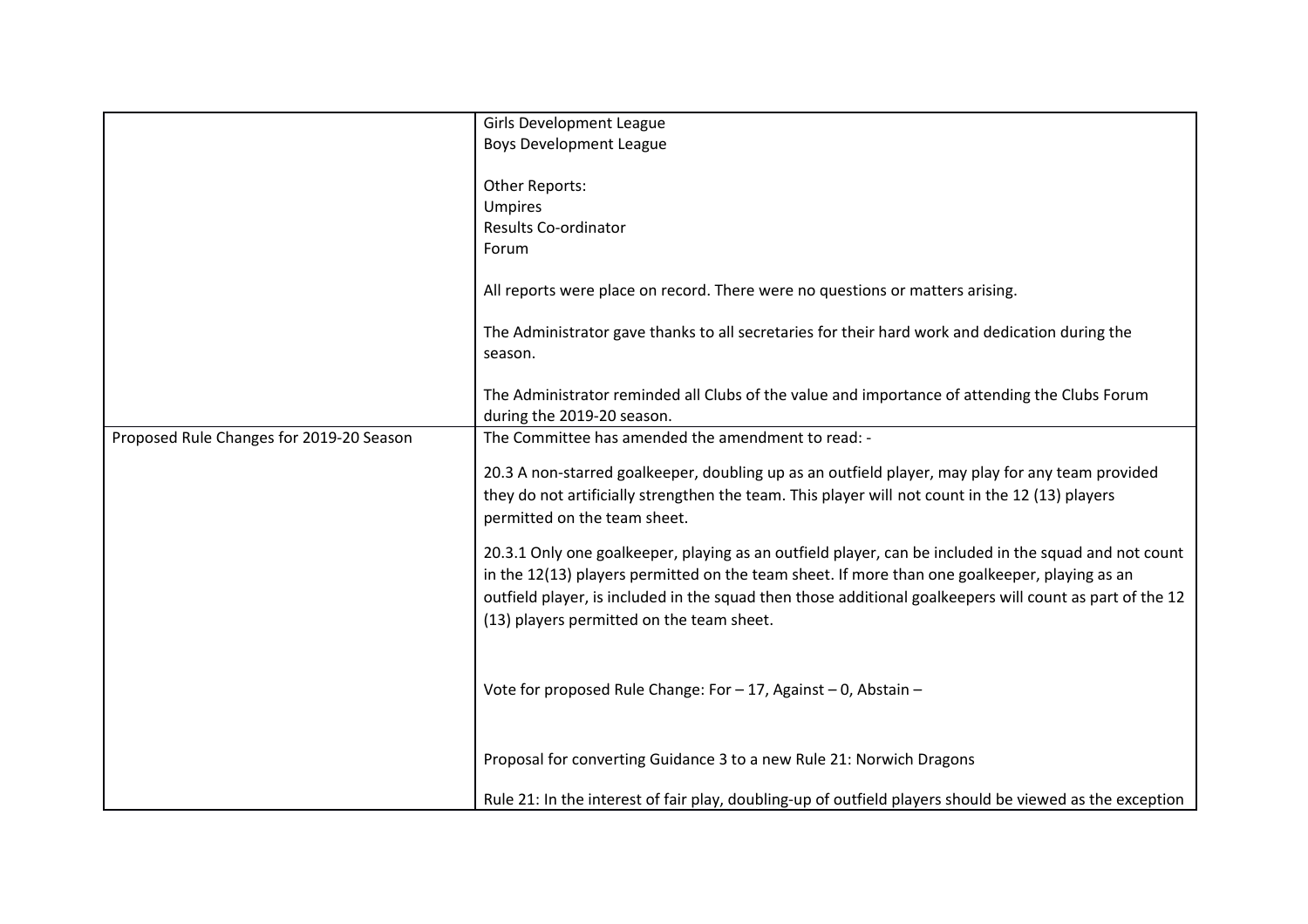| | |
|---|---|
| | Girls Development League<br>Boys Development League<br><br>Other Reports:<br>Umpires<br>Results Co-ordinator<br>Forum<br><br>All reports were place on record. There were no questions or matters arising.<br><br>The Administrator gave thanks to all secretaries for their hard work and dedication during the season.<br><br>The Administrator reminded all Clubs of the value and importance of attending the Clubs Forum during the 2019-20 season. |
| Proposed Rule Changes for 2019-20 Season | The Committee has amended the amendment to read: -<br><br>20.3 A non-starred goalkeeper, doubling up as an outfield player, may play for any team provided they do not artificially strengthen the team. This player will not count in the 12 (13) players permitted on the team sheet.<br><br>20.3.1 Only one goalkeeper, playing as an outfield player, can be included in the squad and not count in the 12(13) players permitted on the team sheet. If more than one goalkeeper, playing as an outfield player, is included in the squad then those additional goalkeepers will count as part of the 12 (13) players permitted on the team sheet.<br><br>Vote for proposed Rule Change: For – 17, Against – 0, Abstain –<br><br>Proposal for converting Guidance 3 to a new Rule 21: Norwich Dragons<br><br>Rule 21: In the interest of fair play, doubling-up of outfield players should be viewed as the exception |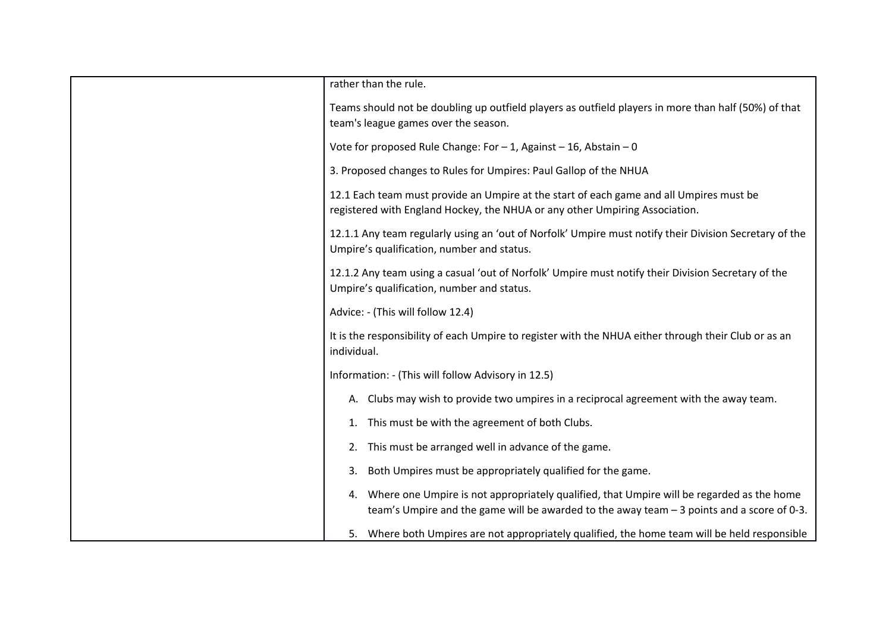| | |
|---|---|
| | rather than the rule.<br><br>Teams should not be doubling up outfield players as outfield players in more than half (50%) of that team's league games over the season.<br><br>Vote for proposed Rule Change: For – 1, Against – 16, Abstain – 0<br><br>3. Proposed changes to Rules for Umpires: Paul Gallop of the NHUA<br><br>12.1 Each team must provide an Umpire at the start of each game and all Umpires must be registered with England Hockey, the NHUA or any other Umpiring Association.<br><br>12.1.1 Any team regularly using an 'out of Norfolk' Umpire must notify their Division Secretary of the Umpire's qualification, number and status.<br><br>12.1.2 Any team using a casual 'out of Norfolk' Umpire must notify their Division Secretary of the Umpire's qualification, number and status.<br><br>Advice: - (This will follow 12.4)<br><br>It is the responsibility of each Umpire to register with the NHUA either through their Club or as an individual.<br><br>Information: - (This will follow Advisory in 12.5)<br><br>A. Clubs may wish to provide two umpires in a reciprocal agreement with the away team.<br><br>1. This must be with the agreement of both Clubs.<br><br>2. This must be arranged well in advance of the game.<br><br>3. Both Umpires must be appropriately qualified for the game.<br><br>4. Where one Umpire is not appropriately qualified, that Umpire will be regarded as the home team's Umpire and the game will be awarded to the away team – 3 points and a score of 0-3.<br><br>5. Where both Umpires are not appropriately qualified, the home team will be held responsible |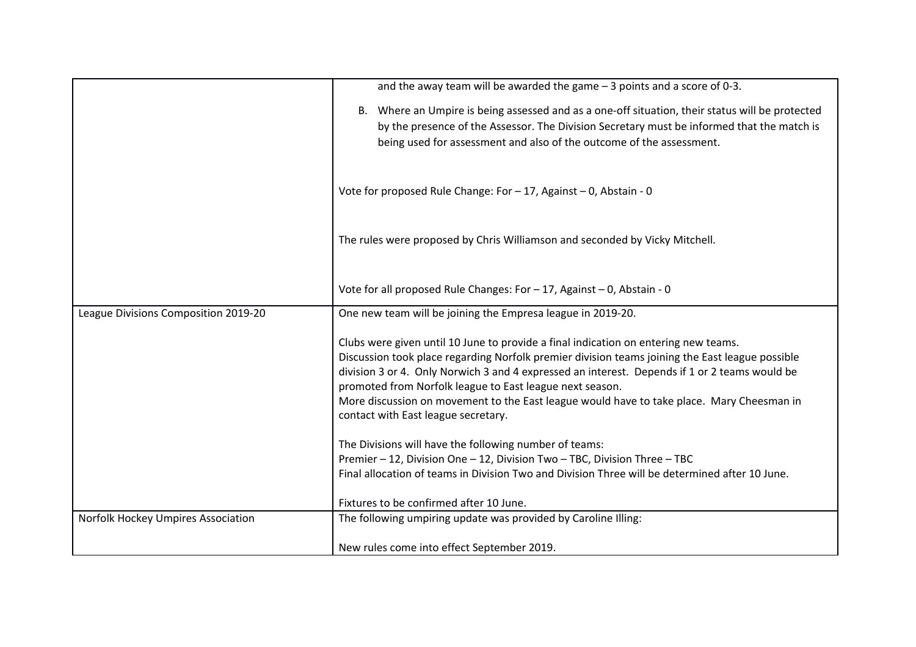| | |
|---|---|
| | and the away team will be awarded the game – 3 points and a score of 0-3.<br><br>B. Where an Umpire is being assessed and as a one-off situation, their status will be protected by the presence of the Assessor. The Division Secretary must be informed that the match is being used for assessment and also of the outcome of the assessment.<br><br>Vote for proposed Rule Change: For – 17, Against – 0, Abstain - 0<br><br>The rules were proposed by Chris Williamson and seconded by Vicky Mitchell.<br><br>Vote for all proposed Rule Changes: For – 17, Against – 0, Abstain - 0 |
| League Divisions Composition 2019-20 | One new team will be joining the Empresa league in 2019-20.<br><br>Clubs were given until 10 June to provide a final indication on entering new teams.<br>Discussion took place regarding Norfolk premier division teams joining the East league possible division 3 or 4. Only Norwich 3 and 4 expressed an interest. Depends if 1 or 2 teams would be promoted from Norfolk league to East league next season.<br>More discussion on movement to the East league would have to take place. Mary Cheesman in contact with East league secretary.<br><br>The Divisions will have the following number of teams:<br>Premier – 12, Division One – 12, Division Two – TBC, Division Three – TBC<br>Final allocation of teams in Division Two and Division Three will be determined after 10 June.<br><br>Fixtures to be confirmed after 10 June. |
| Norfolk Hockey Umpires Association | The following umpiring update was provided by Caroline Illing:<br><br>New rules come into effect September 2019. |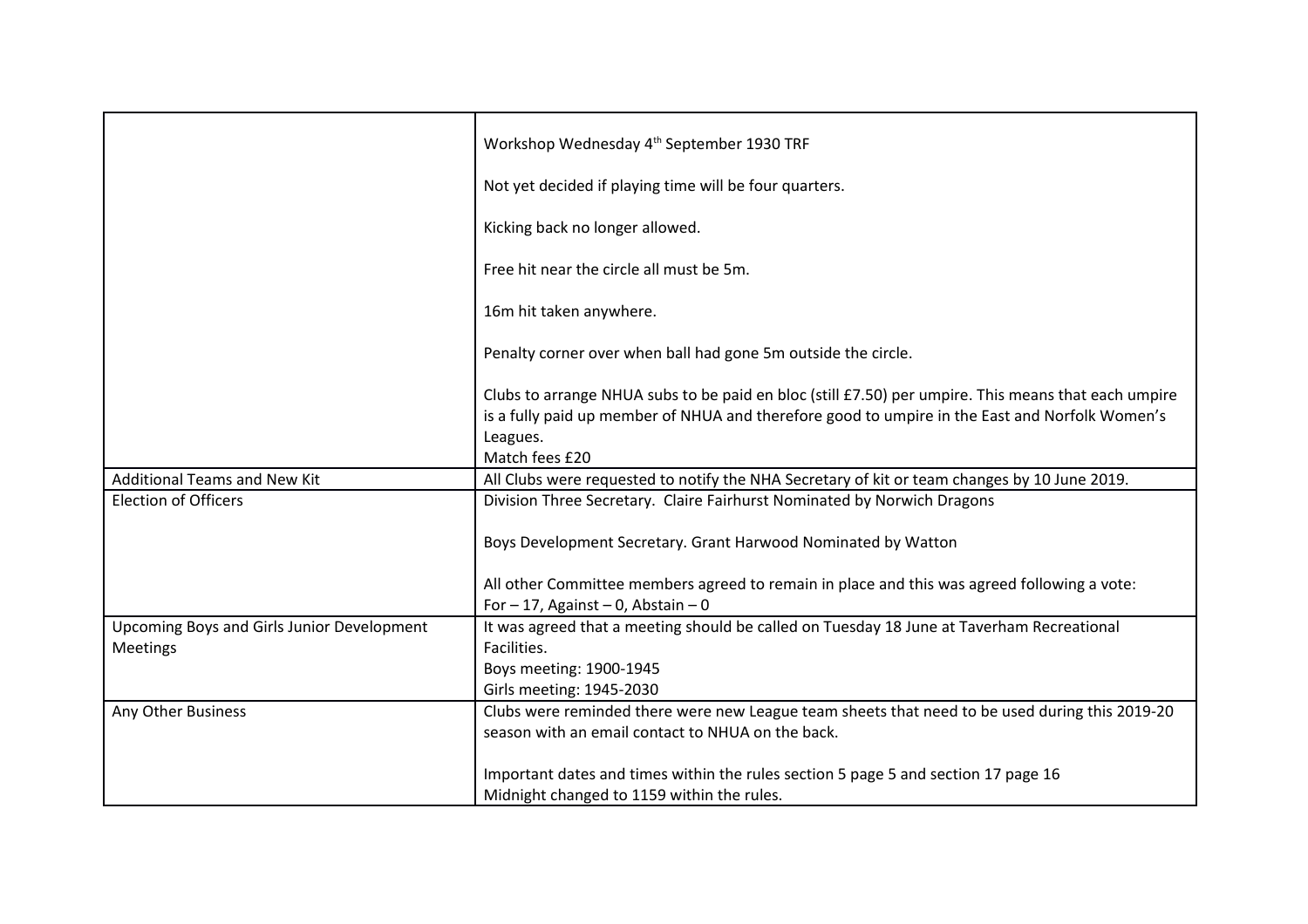|  |  |
|---|---|
|  | Workshop Wednesday 4th September 1930 TRF<br><br>Not yet decided if playing time will be four quarters.<br><br>Kicking back no longer allowed.<br><br>Free hit near the circle all must be 5m.<br><br>16m hit taken anywhere.<br><br>Penalty corner over when ball had gone 5m outside the circle.<br><br>Clubs to arrange NHUA subs to be paid en bloc (still £7.50) per umpire. This means that each umpire is a fully paid up member of NHUA and therefore good to umpire in the East and Norfolk Women's Leagues.<br>Match fees £20 |
| Additional Teams and New Kit | All Clubs were requested to notify the NHA Secretary of kit or team changes by 10 June 2019. |
| Election of Officers | Division Three Secretary. Claire Fairhurst Nominated by Norwich Dragons<br><br>Boys Development Secretary. Grant Harwood Nominated by Watton<br><br>All other Committee members agreed to remain in place and this was agreed following a vote:<br>For – 17, Against – 0, Abstain – 0 |
| Upcoming Boys and Girls Junior Development Meetings | It was agreed that a meeting should be called on Tuesday 18 June at Taverham Recreational Facilities.<br>Boys meeting: 1900-1945<br>Girls meeting: 1945-2030 |
| Any Other Business | Clubs were reminded there were new League team sheets that need to be used during this 2019-20 season with an email contact to NHUA on the back.<br><br>Important dates and times within the rules section 5 page 5 and section 17 page 16<br>Midnight changed to 1159 within the rules. |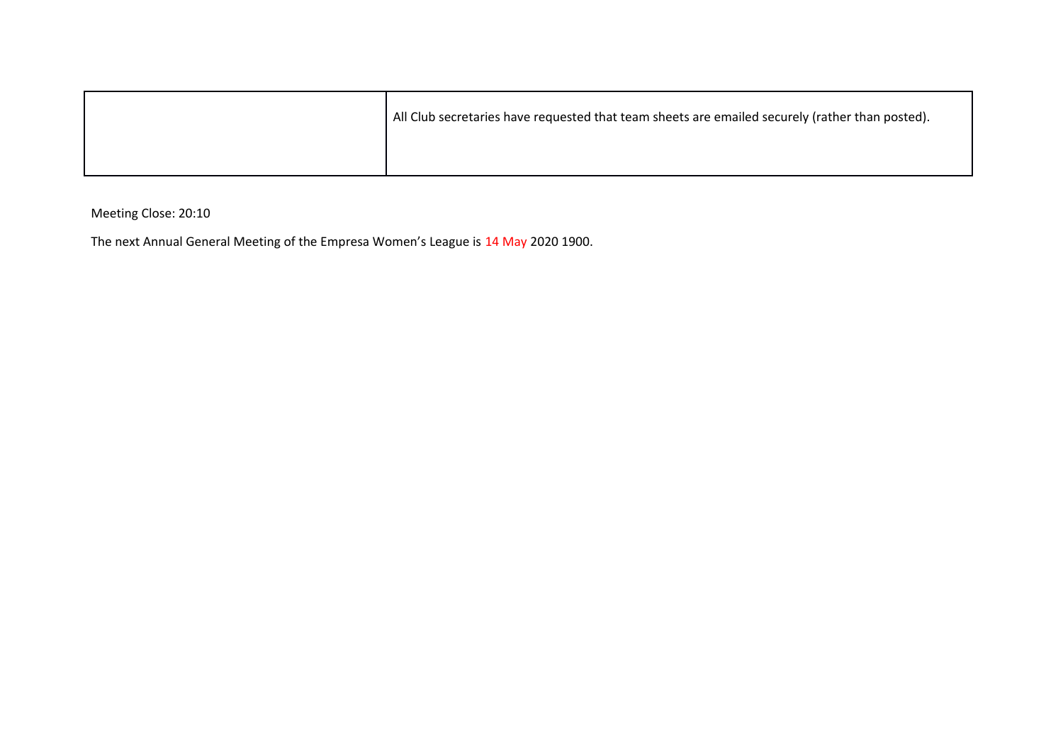| | |
|---|---|
| | All Club secretaries have requested that team sheets are emailed securely (rather than posted). |

Meeting Close: 20:10

The next Annual General Meeting of the Empresa Women's League is 14 May 2020 1900.